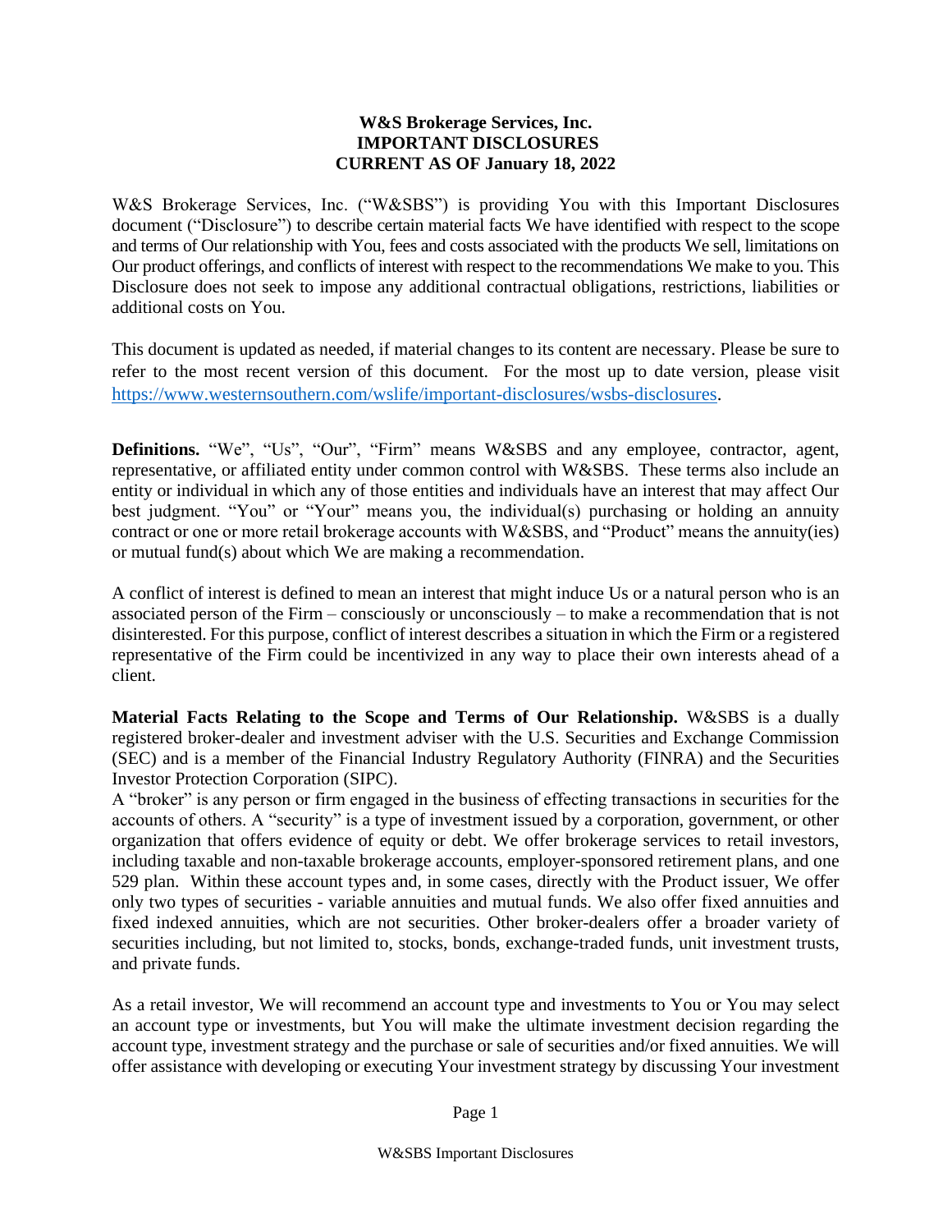# W&S Brokerage Services, Inc.
# IMPORTANT DISCLOSURES
# CURRENT AS OF January 18, 2022

W&S Brokerage Services, Inc. ("W&SBS") is providing You with this Important Disclosures document ("Disclosure") to describe certain material facts We have identified with respect to the scope and terms of Our relationship with You, fees and costs associated with the products We sell, limitations on Our product offerings, and conflicts of interest with respect to the recommendations We make to you. This Disclosure does not seek to impose any additional contractual obligations, restrictions, liabilities or additional costs on You.

This document is updated as needed, if material changes to its content are necessary. Please be sure to refer to the most recent version of this document. For the most up to date version, please visit https://www.westernsouthern.com/wslife/important-disclosures/wsbs-disclosures.

**Definitions.** "We", "Us", "Our", "Firm" means W&SBS and any employee, contractor, agent, representative, or affiliated entity under common control with W&SBS. These terms also include an entity or individual in which any of those entities and individuals have an interest that may affect Our best judgment. "You" or "Your" means you, the individual(s) purchasing or holding an annuity contract or one or more retail brokerage accounts with W&SBS, and "Product" means the annuity(ies) or mutual fund(s) about which We are making a recommendation.

A conflict of interest is defined to mean an interest that might induce Us or a natural person who is an associated person of the Firm – consciously or unconsciously – to make a recommendation that is not disinterested. For this purpose, conflict of interest describes a situation in which the Firm or a registered representative of the Firm could be incentivized in any way to place their own interests ahead of a client.

**Material Facts Relating to the Scope and Terms of Our Relationship.** W&SBS is a dually registered broker-dealer and investment adviser with the U.S. Securities and Exchange Commission (SEC) and is a member of the Financial Industry Regulatory Authority (FINRA) and the Securities Investor Protection Corporation (SIPC).

A "broker" is any person or firm engaged in the business of effecting transactions in securities for the accounts of others. A "security" is a type of investment issued by a corporation, government, or other organization that offers evidence of equity or debt. We offer brokerage services to retail investors, including taxable and non-taxable brokerage accounts, employer-sponsored retirement plans, and one 529 plan. Within these account types and, in some cases, directly with the Product issuer, We offer only two types of securities - variable annuities and mutual funds. We also offer fixed annuities and fixed indexed annuities, which are not securities. Other broker-dealers offer a broader variety of securities including, but not limited to, stocks, bonds, exchange-traded funds, unit investment trusts, and private funds.

As a retail investor, We will recommend an account type and investments to You or You may select an account type or investments, but You will make the ultimate investment decision regarding the account type, investment strategy and the purchase or sale of securities and/or fixed annuities. We will offer assistance with developing or executing Your investment strategy by discussing Your investment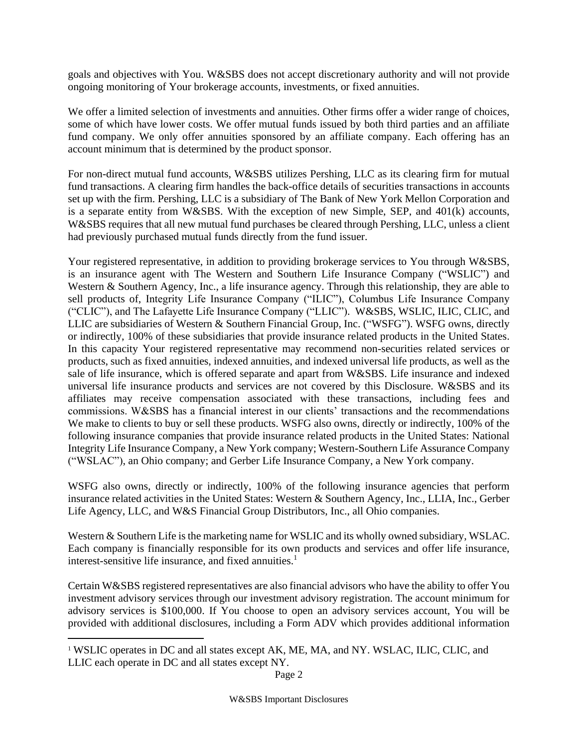goals and objectives with You. W&SBS does not accept discretionary authority and will not provide ongoing monitoring of Your brokerage accounts, investments, or fixed annuities.

We offer a limited selection of investments and annuities. Other firms offer a wider range of choices, some of which have lower costs. We offer mutual funds issued by both third parties and an affiliate fund company. We only offer annuities sponsored by an affiliate company. Each offering has an account minimum that is determined by the product sponsor.

For non-direct mutual fund accounts, W&SBS utilizes Pershing, LLC as its clearing firm for mutual fund transactions. A clearing firm handles the back-office details of securities transactions in accounts set up with the firm. Pershing, LLC is a subsidiary of The Bank of New York Mellon Corporation and is a separate entity from W&SBS. With the exception of new Simple, SEP, and 401(k) accounts, W&SBS requires that all new mutual fund purchases be cleared through Pershing, LLC, unless a client had previously purchased mutual funds directly from the fund issuer.

Your registered representative, in addition to providing brokerage services to You through W&SBS, is an insurance agent with The Western and Southern Life Insurance Company ("WSLIC") and Western & Southern Agency, Inc., a life insurance agency. Through this relationship, they are able to sell products of, Integrity Life Insurance Company ("ILIC"), Columbus Life Insurance Company ("CLIC"), and The Lafayette Life Insurance Company ("LLIC"). W&SBS, WSLIC, ILIC, CLIC, and LLIC are subsidiaries of Western & Southern Financial Group, Inc. ("WSFG"). WSFG owns, directly or indirectly, 100% of these subsidiaries that provide insurance related products in the United States. In this capacity Your registered representative may recommend non-securities related services or products, such as fixed annuities, indexed annuities, and indexed universal life products, as well as the sale of life insurance, which is offered separate and apart from W&SBS. Life insurance and indexed universal life insurance products and services are not covered by this Disclosure. W&SBS and its affiliates may receive compensation associated with these transactions, including fees and commissions. W&SBS has a financial interest in our clients' transactions and the recommendations We make to clients to buy or sell these products. WSFG also owns, directly or indirectly, 100% of the following insurance companies that provide insurance related products in the United States: National Integrity Life Insurance Company, a New York company; Western-Southern Life Assurance Company ("WSLAC"), an Ohio company; and Gerber Life Insurance Company, a New York company.

WSFG also owns, directly or indirectly, 100% of the following insurance agencies that perform insurance related activities in the United States: Western & Southern Agency, Inc., LLIA, Inc., Gerber Life Agency, LLC, and W&S Financial Group Distributors, Inc., all Ohio companies.

Western & Southern Life is the marketing name for WSLIC and its wholly owned subsidiary, WSLAC. Each company is financially responsible for its own products and services and offer life insurance, interest-sensitive life insurance, and fixed annuities.[1]

Certain W&SBS registered representatives are also financial advisors who have the ability to offer You investment advisory services through our investment advisory registration. The account minimum for advisory services is $100,000. If You choose to open an advisory services account, You will be provided with additional disclosures, including a Form ADV which provides additional information

---

[1] WSLIC operates in DC and all states except AK, ME, MA, and NY. WSLAC, ILIC, CLIC, and LLIC each operate in DC and all states except NY.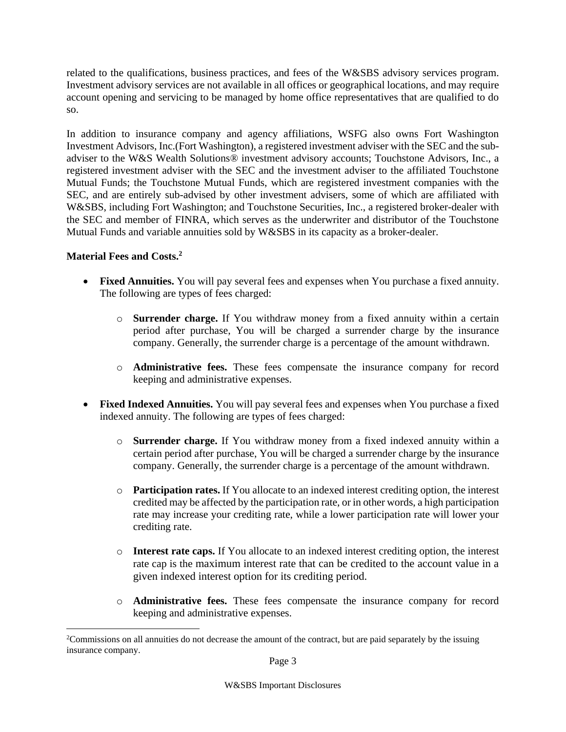related to the qualifications, business practices, and fees of the W&SBS advisory services program. Investment advisory services are not available in all offices or geographical locations, and may require account opening and servicing to be managed by home office representatives that are qualified to do so.

In addition to insurance company and agency affiliations, WSFG also owns Fort Washington Investment Advisors, Inc.(Fort Washington), a registered investment adviser with the SEC and the sub-adviser to the W&S Wealth Solutions® investment advisory accounts; Touchstone Advisors, Inc., a registered investment adviser with the SEC and the investment adviser to the affiliated Touchstone Mutual Funds; the Touchstone Mutual Funds, which are registered investment companies with the SEC, and are entirely sub-advised by other investment advisers, some of which are affiliated with W&SBS, including Fort Washington; and Touchstone Securities, Inc., a registered broker-dealer with the SEC and member of FINRA, which serves as the underwriter and distributor of the Touchstone Mutual Funds and variable annuities sold by W&SBS in its capacity as a broker-dealer.

**Material Fees and Costs.**[2]

- **Fixed Annuities.** You will pay several fees and expenses when You purchase a fixed annuity. The following are types of fees charged:
  - **Surrender charge.** If You withdraw money from a fixed annuity within a certain period after purchase, You will be charged a surrender charge by the insurance company. Generally, the surrender charge is a percentage of the amount withdrawn.
  - **Administrative fees.** These fees compensate the insurance company for record keeping and administrative expenses.
- **Fixed Indexed Annuities.** You will pay several fees and expenses when You purchase a fixed indexed annuity. The following are types of fees charged:
  - **Surrender charge.** If You withdraw money from a fixed indexed annuity within a certain period after purchase, You will be charged a surrender charge by the insurance company. Generally, the surrender charge is a percentage of the amount withdrawn.
  - **Participation rates.** If You allocate to an indexed interest crediting option, the interest credited may be affected by the participation rate, or in other words, a high participation rate may increase your crediting rate, while a lower participation rate will lower your crediting rate.
  - **Interest rate caps.** If You allocate to an indexed interest crediting option, the interest rate cap is the maximum interest rate that can be credited to the account value in a given indexed interest option for its crediting period.
  - **Administrative fees.** These fees compensate the insurance company for record keeping and administrative expenses.

[2]Commissions on all annuities do not decrease the amount of the contract, but are paid separately by the issuing insurance company.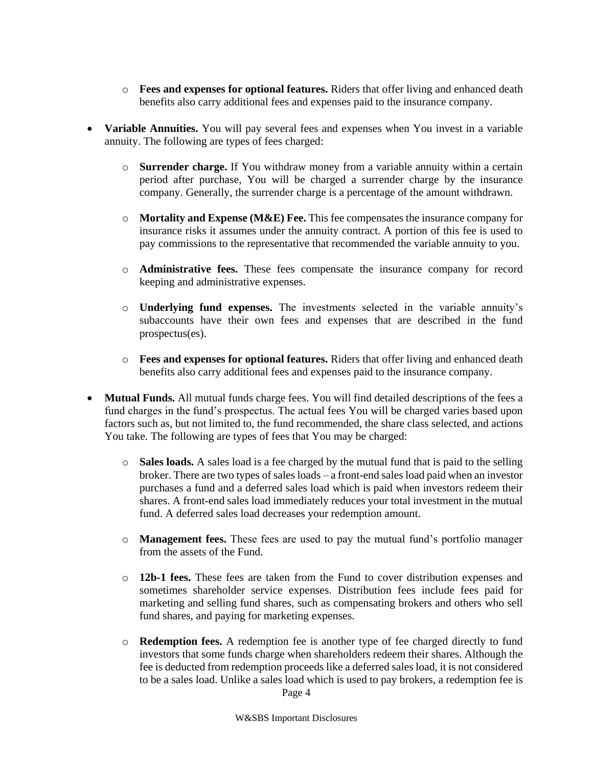- **Fees and expenses for optional features.** Riders that offer living and enhanced death benefits also carry additional fees and expenses paid to the insurance company.

- **Variable Annuities.** You will pay several fees and expenses when You invest in a variable annuity. The following are types of fees charged:

  - **Surrender charge.** If You withdraw money from a variable annuity within a certain period after purchase, You will be charged a surrender charge by the insurance company. Generally, the surrender charge is a percentage of the amount withdrawn.

  - **Mortality and Expense (M&E) Fee.** This fee compensates the insurance company for insurance risks it assumes under the annuity contract. A portion of this fee is used to pay commissions to the representative that recommended the variable annuity to you.

  - **Administrative fees.** These fees compensate the insurance company for record keeping and administrative expenses.

  - **Underlying fund expenses.** The investments selected in the variable annuity's subaccounts have their own fees and expenses that are described in the fund prospectus(es).

  - **Fees and expenses for optional features.** Riders that offer living and enhanced death benefits also carry additional fees and expenses paid to the insurance company.

- **Mutual Funds.** All mutual funds charge fees. You will find detailed descriptions of the fees a fund charges in the fund's prospectus. The actual fees You will be charged varies based upon factors such as, but not limited to, the fund recommended, the share class selected, and actions You take. The following are types of fees that You may be charged:

  - **Sales loads.** A sales load is a fee charged by the mutual fund that is paid to the selling broker. There are two types of sales loads – a front-end sales load paid when an investor purchases a fund and a deferred sales load which is paid when investors redeem their shares. A front-end sales load immediately reduces your total investment in the mutual fund. A deferred sales load decreases your redemption amount.

  - **Management fees.** These fees are used to pay the mutual fund's portfolio manager from the assets of the Fund.

  - **12b-1 fees.** These fees are taken from the Fund to cover distribution expenses and sometimes shareholder service expenses. Distribution fees include fees paid for marketing and selling fund shares, such as compensating brokers and others who sell fund shares, and paying for marketing expenses.

  - **Redemption fees.** A redemption fee is another type of fee charged directly to fund investors that some funds charge when shareholders redeem their shares. Although the fee is deducted from redemption proceeds like a deferred sales load, it is not considered to be a sales load. Unlike a sales load which is used to pay brokers, a redemption fee is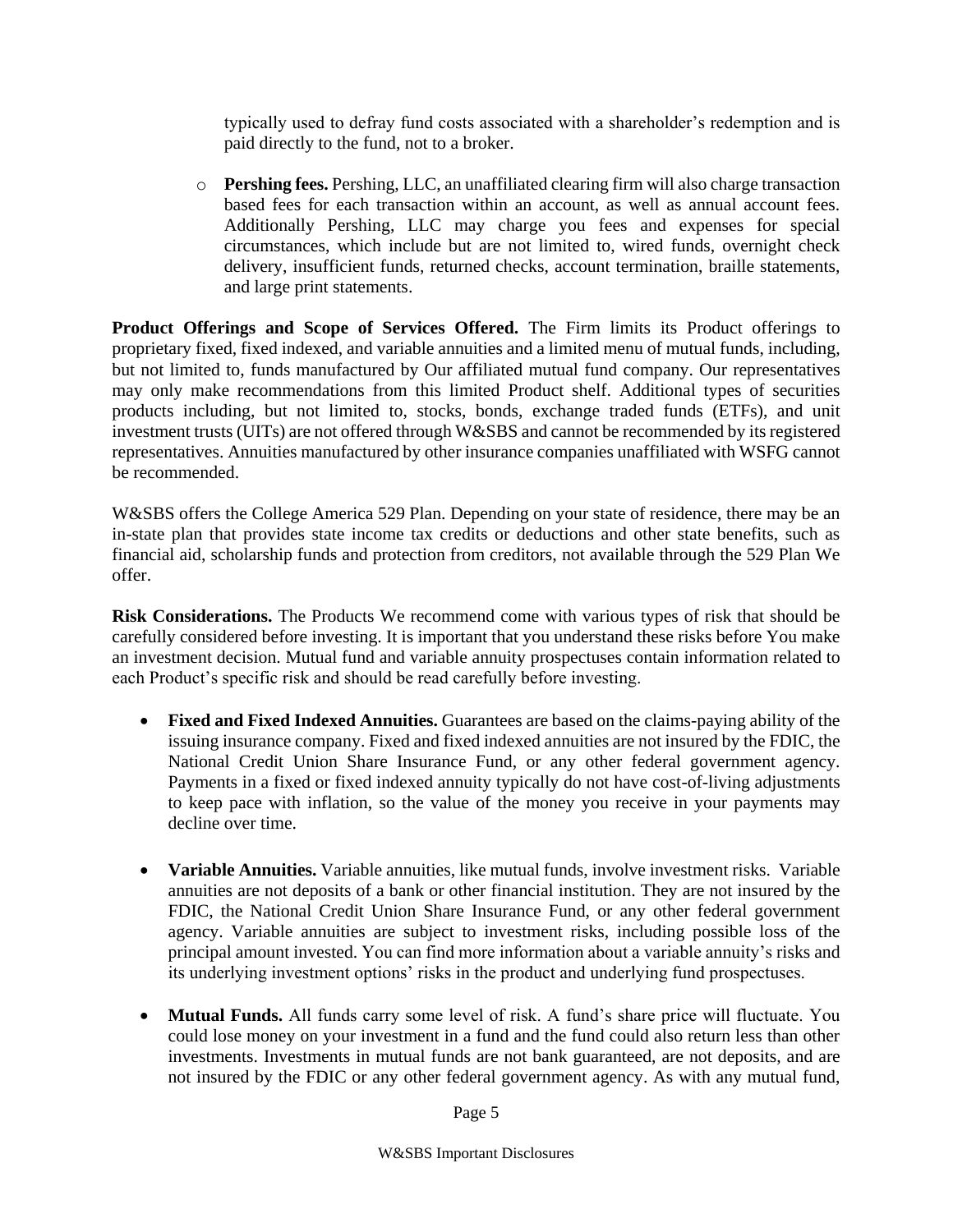typically used to defray fund costs associated with a shareholder's redemption and is paid directly to the fund, not to a broker.

  - **Pershing fees.** Pershing, LLC, an unaffiliated clearing firm will also charge transaction based fees for each transaction within an account, as well as annual account fees. Additionally Pershing, LLC may charge you fees and expenses for special circumstances, which include but are not limited to, wired funds, overnight check delivery, insufficient funds, returned checks, account termination, braille statements, and large print statements.

**Product Offerings and Scope of Services Offered.** The Firm limits its Product offerings to proprietary fixed, fixed indexed, and variable annuities and a limited menu of mutual funds, including, but not limited to, funds manufactured by Our affiliated mutual fund company. Our representatives may only make recommendations from this limited Product shelf. Additional types of securities products including, but not limited to, stocks, bonds, exchange traded funds (ETFs), and unit investment trusts (UITs) are not offered through W&SBS and cannot be recommended by its registered representatives. Annuities manufactured by other insurance companies unaffiliated with WSFG cannot be recommended.

W&SBS offers the College America 529 Plan. Depending on your state of residence, there may be an in-state plan that provides state income tax credits or deductions and other state benefits, such as financial aid, scholarship funds and protection from creditors, not available through the 529 Plan We offer.

**Risk Considerations.** The Products We recommend come with various types of risk that should be carefully considered before investing. It is important that you understand these risks before You make an investment decision. Mutual fund and variable annuity prospectuses contain information related to each Product's specific risk and should be read carefully before investing.

- **Fixed and Fixed Indexed Annuities.** Guarantees are based on the claims-paying ability of the issuing insurance company. Fixed and fixed indexed annuities are not insured by the FDIC, the National Credit Union Share Insurance Fund, or any other federal government agency. Payments in a fixed or fixed indexed annuity typically do not have cost-of-living adjustments to keep pace with inflation, so the value of the money you receive in your payments may decline over time.

- **Variable Annuities.** Variable annuities, like mutual funds, involve investment risks. Variable annuities are not deposits of a bank or other financial institution. They are not insured by the FDIC, the National Credit Union Share Insurance Fund, or any other federal government agency. Variable annuities are subject to investment risks, including possible loss of the principal amount invested. You can find more information about a variable annuity's risks and its underlying investment options' risks in the product and underlying fund prospectuses.

- **Mutual Funds.** All funds carry some level of risk. A fund's share price will fluctuate. You could lose money on your investment in a fund and the fund could also return less than other investments. Investments in mutual funds are not bank guaranteed, are not deposits, and are not insured by the FDIC or any other federal government agency. As with any mutual fund,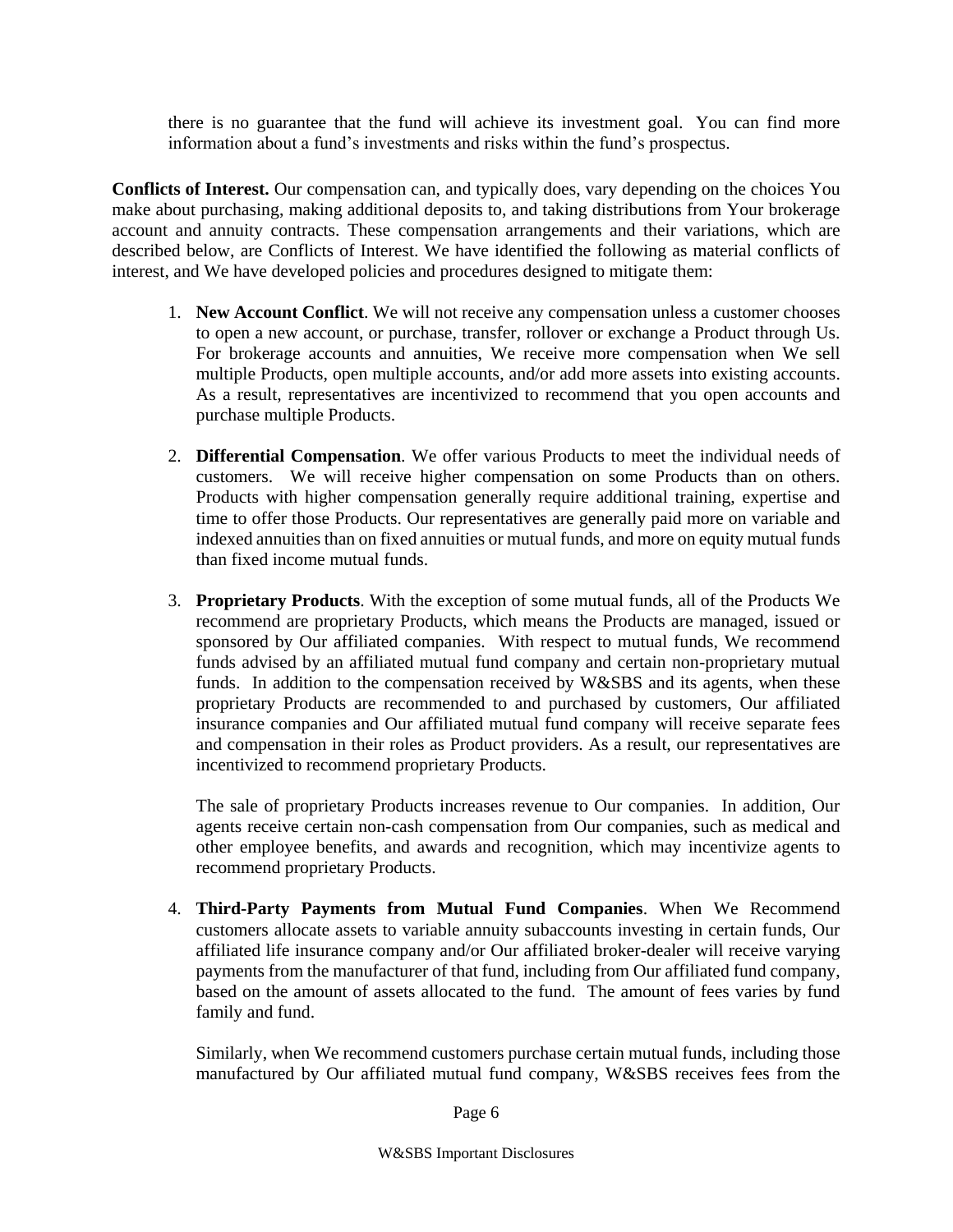there is no guarantee that the fund will achieve its investment goal. You can find more information about a fund's investments and risks within the fund's prospectus.

**Conflicts of Interest.** Our compensation can, and typically does, vary depending on the choices You make about purchasing, making additional deposits to, and taking distributions from Your brokerage account and annuity contracts. These compensation arrangements and their variations, which are described below, are Conflicts of Interest. We have identified the following as material conflicts of interest, and We have developed policies and procedures designed to mitigate them:

1. **New Account Conflict**. We will not receive any compensation unless a customer chooses to open a new account, or purchase, transfer, rollover or exchange a Product through Us. For brokerage accounts and annuities, We receive more compensation when We sell multiple Products, open multiple accounts, and/or add more assets into existing accounts. As a result, representatives are incentivized to recommend that you open accounts and purchase multiple Products.

2. **Differential Compensation**. We offer various Products to meet the individual needs of customers. We will receive higher compensation on some Products than on others. Products with higher compensation generally require additional training, expertise and time to offer those Products. Our representatives are generally paid more on variable and indexed annuities than on fixed annuities or mutual funds, and more on equity mutual funds than fixed income mutual funds.

3. **Proprietary Products**. With the exception of some mutual funds, all of the Products We recommend are proprietary Products, which means the Products are managed, issued or sponsored by Our affiliated companies. With respect to mutual funds, We recommend funds advised by an affiliated mutual fund company and certain non-proprietary mutual funds. In addition to the compensation received by W&SBS and its agents, when these proprietary Products are recommended to and purchased by customers, Our affiliated insurance companies and Our affiliated mutual fund company will receive separate fees and compensation in their roles as Product providers. As a result, our representatives are incentivized to recommend proprietary Products.

   The sale of proprietary Products increases revenue to Our companies. In addition, Our agents receive certain non-cash compensation from Our companies, such as medical and other employee benefits, and awards and recognition, which may incentivize agents to recommend proprietary Products.

4. **Third-Party Payments from Mutual Fund Companies**. When We Recommend customers allocate assets to variable annuity subaccounts investing in certain funds, Our affiliated life insurance company and/or Our affiliated broker-dealer will receive varying payments from the manufacturer of that fund, including from Our affiliated fund company, based on the amount of assets allocated to the fund. The amount of fees varies by fund family and fund.

   Similarly, when We recommend customers purchase certain mutual funds, including those manufactured by Our affiliated mutual fund company, W&SBS receives fees from the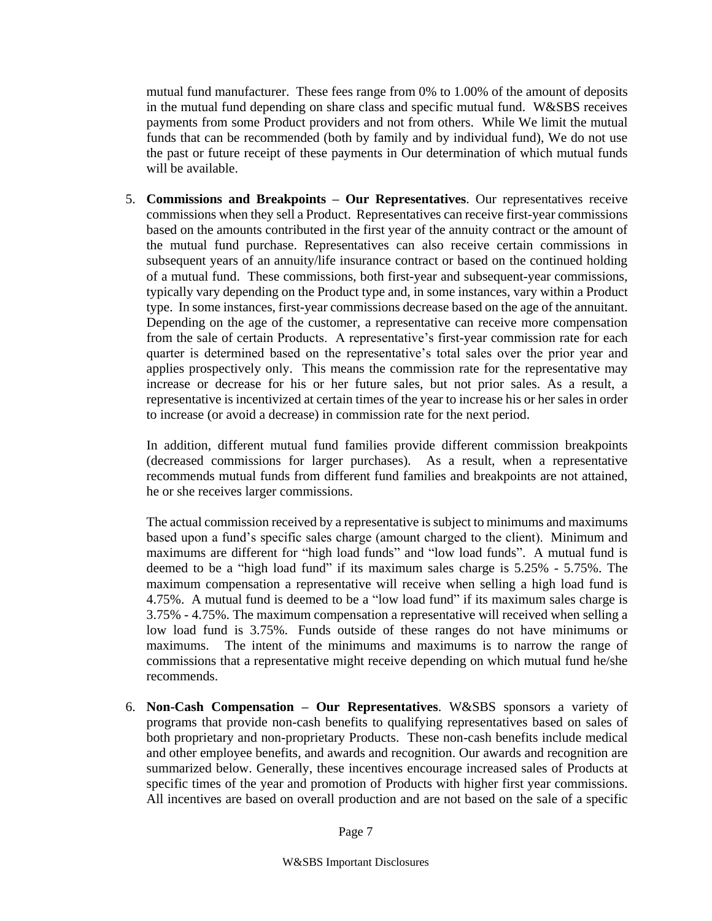mutual fund manufacturer. These fees range from 0% to 1.00% of the amount of deposits in the mutual fund depending on share class and specific mutual fund. W&SBS receives payments from some Product providers and not from others. While We limit the mutual funds that can be recommended (both by family and by individual fund), We do not use the past or future receipt of these payments in Our determination of which mutual funds will be available.

5. **Commissions and Breakpoints – Our Representatives**. Our representatives receive commissions when they sell a Product. Representatives can receive first-year commissions based on the amounts contributed in the first year of the annuity contract or the amount of the mutual fund purchase. Representatives can also receive certain commissions in subsequent years of an annuity/life insurance contract or based on the continued holding of a mutual fund. These commissions, both first-year and subsequent-year commissions, typically vary depending on the Product type and, in some instances, vary within a Product type. In some instances, first-year commissions decrease based on the age of the annuitant. Depending on the age of the customer, a representative can receive more compensation from the sale of certain Products. A representative's first-year commission rate for each quarter is determined based on the representative's total sales over the prior year and applies prospectively only. This means the commission rate for the representative may increase or decrease for his or her future sales, but not prior sales. As a result, a representative is incentivized at certain times of the year to increase his or her sales in order to increase (or avoid a decrease) in commission rate for the next period.

   In addition, different mutual fund families provide different commission breakpoints (decreased commissions for larger purchases). As a result, when a representative recommends mutual funds from different fund families and breakpoints are not attained, he or she receives larger commissions.

   The actual commission received by a representative is subject to minimums and maximums based upon a fund's specific sales charge (amount charged to the client). Minimum and maximums are different for "high load funds" and "low load funds". A mutual fund is deemed to be a "high load fund" if its maximum sales charge is 5.25% - 5.75%. The maximum compensation a representative will receive when selling a high load fund is 4.75%. A mutual fund is deemed to be a "low load fund" if its maximum sales charge is 3.75% - 4.75%. The maximum compensation a representative will received when selling a low load fund is 3.75%. Funds outside of these ranges do not have minimums or maximums. The intent of the minimums and maximums is to narrow the range of commissions that a representative might receive depending on which mutual fund he/she recommends.

6. **Non-Cash Compensation – Our Representatives**. W&SBS sponsors a variety of programs that provide non-cash benefits to qualifying representatives based on sales of both proprietary and non-proprietary Products. These non-cash benefits include medical and other employee benefits, and awards and recognition. Our awards and recognition are summarized below. Generally, these incentives encourage increased sales of Products at specific times of the year and promotion of Products with higher first year commissions. All incentives are based on overall production and are not based on the sale of a specific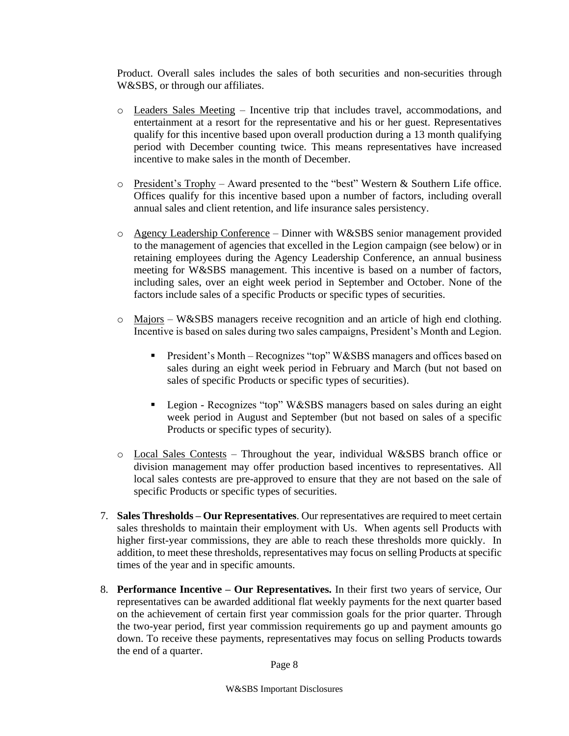Product. Overall sales includes the sales of both securities and non-securities through W&SBS, or through our affiliates.

- Leaders Sales Meeting – Incentive trip that includes travel, accommodations, and entertainment at a resort for the representative and his or her guest. Representatives qualify for this incentive based upon overall production during a 13 month qualifying period with December counting twice. This means representatives have increased incentive to make sales in the month of December.

- President's Trophy – Award presented to the "best" Western & Southern Life office. Offices qualify for this incentive based upon a number of factors, including overall annual sales and client retention, and life insurance sales persistency.

- Agency Leadership Conference – Dinner with W&SBS senior management provided to the management of agencies that excelled in the Legion campaign (see below) or in retaining employees during the Agency Leadership Conference, an annual business meeting for W&SBS management. This incentive is based on a number of factors, including sales, over an eight week period in September and October. None of the factors include sales of a specific Products or specific types of securities.

- Majors – W&SBS managers receive recognition and an article of high end clothing. Incentive is based on sales during two sales campaigns, President's Month and Legion.

  - President's Month – Recognizes "top" W&SBS managers and offices based on sales during an eight week period in February and March (but not based on sales of specific Products or specific types of securities).

  - Legion - Recognizes "top" W&SBS managers based on sales during an eight week period in August and September (but not based on sales of a specific Products or specific types of security).

- Local Sales Contests – Throughout the year, individual W&SBS branch office or division management may offer production based incentives to representatives. All local sales contests are pre-approved to ensure that they are not based on the sale of specific Products or specific types of securities.

7. **Sales Thresholds – Our Representatives**. Our representatives are required to meet certain sales thresholds to maintain their employment with Us. When agents sell Products with higher first-year commissions, they are able to reach these thresholds more quickly. In addition, to meet these thresholds, representatives may focus on selling Products at specific times of the year and in specific amounts.

8. **Performance Incentive – Our Representatives.** In their first two years of service, Our representatives can be awarded additional flat weekly payments for the next quarter based on the achievement of certain first year commission goals for the prior quarter. Through the two-year period, first year commission requirements go up and payment amounts go down. To receive these payments, representatives may focus on selling Products towards the end of a quarter.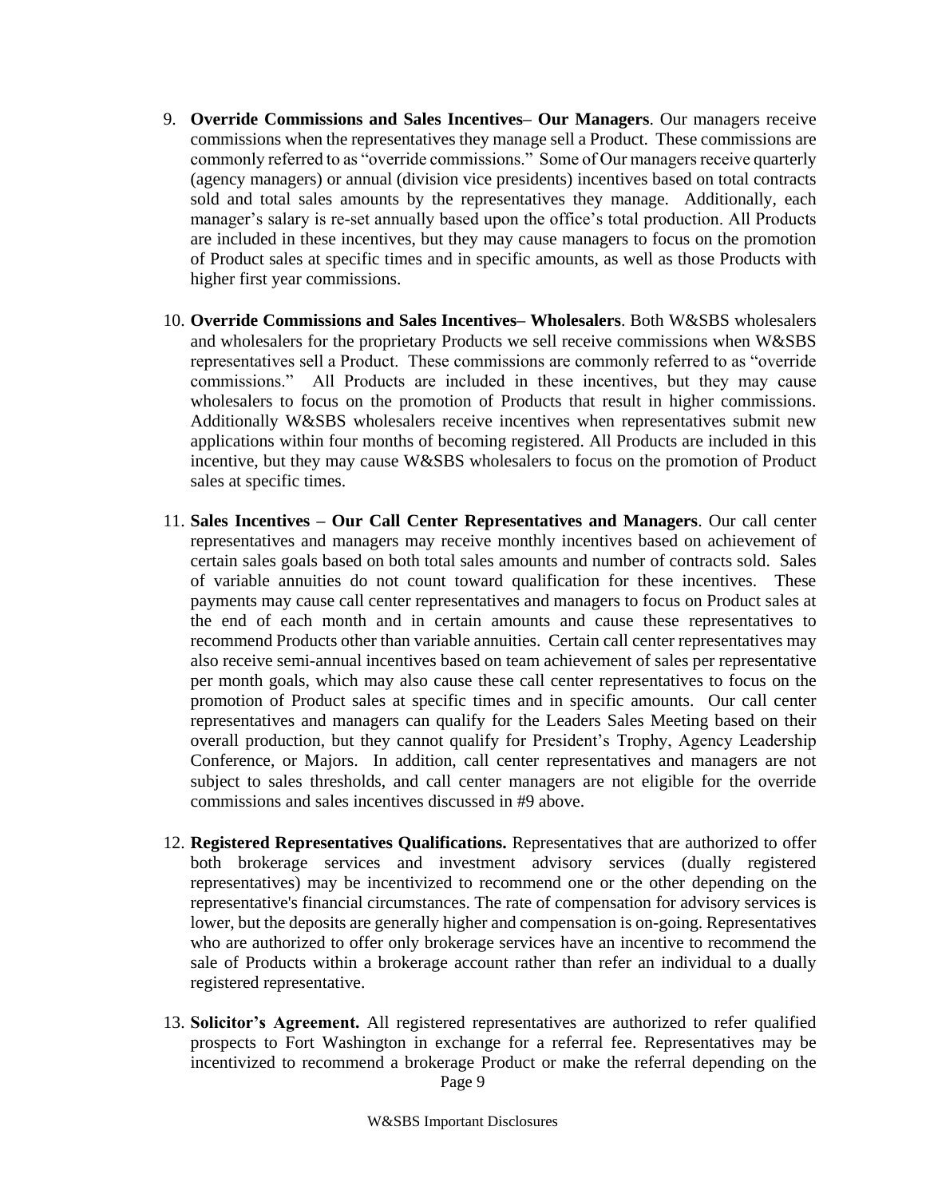9. **Override Commissions and Sales Incentives– Our Managers**. Our managers receive commissions when the representatives they manage sell a Product. These commissions are commonly referred to as "override commissions." Some of Our managers receive quarterly (agency managers) or annual (division vice presidents) incentives based on total contracts sold and total sales amounts by the representatives they manage. Additionally, each manager's salary is re-set annually based upon the office's total production. All Products are included in these incentives, but they may cause managers to focus on the promotion of Product sales at specific times and in specific amounts, as well as those Products with higher first year commissions.

10. **Override Commissions and Sales Incentives– Wholesalers**. Both W&SBS wholesalers and wholesalers for the proprietary Products we sell receive commissions when W&SBS representatives sell a Product. These commissions are commonly referred to as "override commissions." All Products are included in these incentives, but they may cause wholesalers to focus on the promotion of Products that result in higher commissions. Additionally W&SBS wholesalers receive incentives when representatives submit new applications within four months of becoming registered. All Products are included in this incentive, but they may cause W&SBS wholesalers to focus on the promotion of Product sales at specific times.

11. **Sales Incentives – Our Call Center Representatives and Managers**. Our call center representatives and managers may receive monthly incentives based on achievement of certain sales goals based on both total sales amounts and number of contracts sold. Sales of variable annuities do not count toward qualification for these incentives. These payments may cause call center representatives and managers to focus on Product sales at the end of each month and in certain amounts and cause these representatives to recommend Products other than variable annuities. Certain call center representatives may also receive semi-annual incentives based on team achievement of sales per representative per month goals, which may also cause these call center representatives to focus on the promotion of Product sales at specific times and in specific amounts. Our call center representatives and managers can qualify for the Leaders Sales Meeting based on their overall production, but they cannot qualify for President's Trophy, Agency Leadership Conference, or Majors. In addition, call center representatives and managers are not subject to sales thresholds, and call center managers are not eligible for the override commissions and sales incentives discussed in #9 above.

12. **Registered Representatives Qualifications.** Representatives that are authorized to offer both brokerage services and investment advisory services (dually registered representatives) may be incentivized to recommend one or the other depending on the representative's financial circumstances. The rate of compensation for advisory services is lower, but the deposits are generally higher and compensation is on-going. Representatives who are authorized to offer only brokerage services have an incentive to recommend the sale of Products within a brokerage account rather than refer an individual to a dually registered representative.

13. **Solicitor's Agreement.** All registered representatives are authorized to refer qualified prospects to Fort Washington in exchange for a referral fee. Representatives may be incentivized to recommend a brokerage Product or make the referral depending on the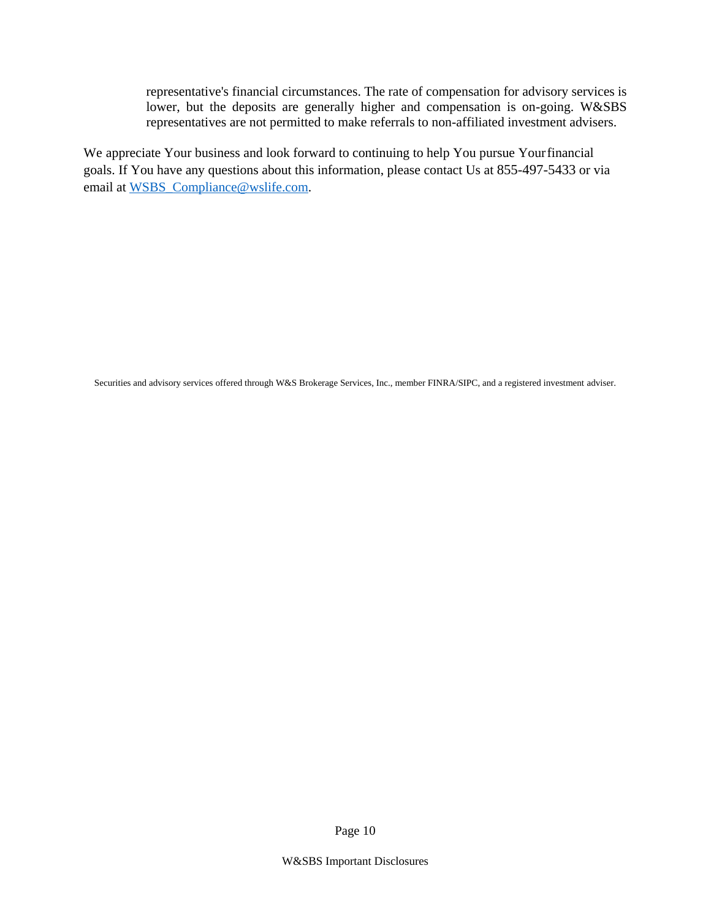representative's financial circumstances. The rate of compensation for advisory services is lower, but the deposits are generally higher and compensation is on-going. W&SBS representatives are not permitted to make referrals to non-affiliated investment advisers.

We appreciate Your business and look forward to continuing to help You pursue Your financial goals. If You have any questions about this information, please contact Us at 855-497-5433 or via email at WSBS_Compliance@wslife.com.

Securities and advisory services offered through W&S Brokerage Services, Inc., member FINRA/SIPC, and a registered investment adviser.